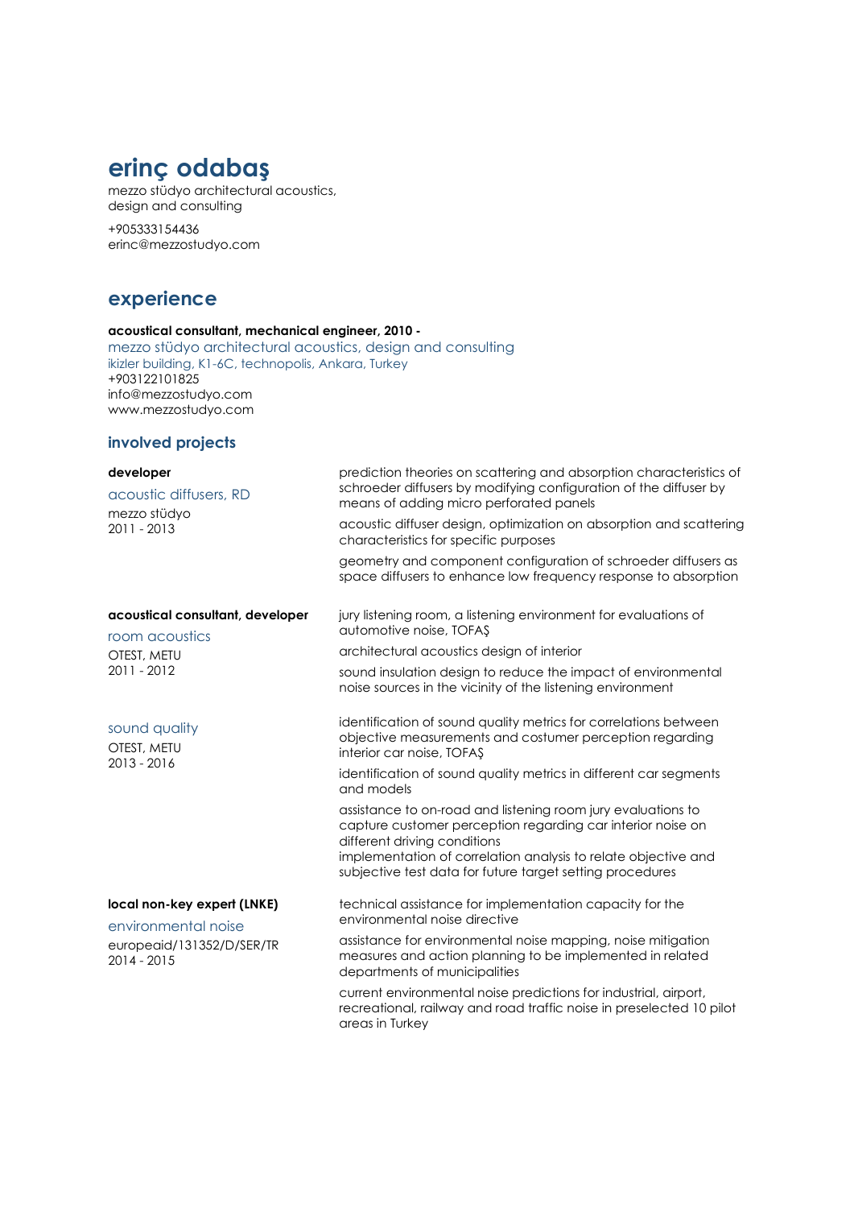# erinç odabaş

mezzo stüdyo architectural acoustics,
design and consulting

+905333154436
erinc@mezzostudyo.com

## experience

**acoustical consultant, mechanical engineer, 2010 -**

mezzo stüdyo architectural acoustics, design and consulting
ikizler building, K1-6C, technopolis, Ankara, Turkey
+903122101825
info@mezzostudyo.com
www.mezzostudyo.com

### involved projects

**developer**

acoustic diffusers, RD
mezzo stüdyo
2011 - 2013

prediction theories on scattering and absorption characteristics of schroeder diffusers by modifying configuration of the diffuser by means of adding micro perforated panels

acoustic diffuser design, optimization on absorption and scattering characteristics for specific purposes

geometry and component configuration of schroeder diffusers as space diffusers to enhance low frequency response to absorption

**acoustical consultant, developer**

room acoustics
OTEST, METU
2011 - 2012

jury listening room, a listening environment for evaluations of automotive noise, TOFAŞ

architectural acoustics design of interior

sound insulation design to reduce the impact of environmental noise sources in the vicinity of the listening environment

sound quality
OTEST, METU
2013 - 2016

identification of sound quality metrics for correlations between objective measurements and costumer perception regarding interior car noise, TOFAŞ

identification of sound quality metrics in different car segments and models

assistance to on-road and listening room jury evaluations to capture customer perception regarding car interior noise on different driving conditions
implementation of correlation analysis to relate objective and subjective test data for future target setting procedures

**local non-key expert (LNKE)**

environmental noise
europeaid/131352/D/SER/TR
2014 - 2015

technical assistance for implementation capacity for the environmental noise directive

assistance for environmental noise mapping, noise mitigation measures and action planning to be implemented in related departments of municipalities

current environmental noise predictions for industrial, airport, recreational, railway and road traffic noise in preselected 10 pilot areas in Turkey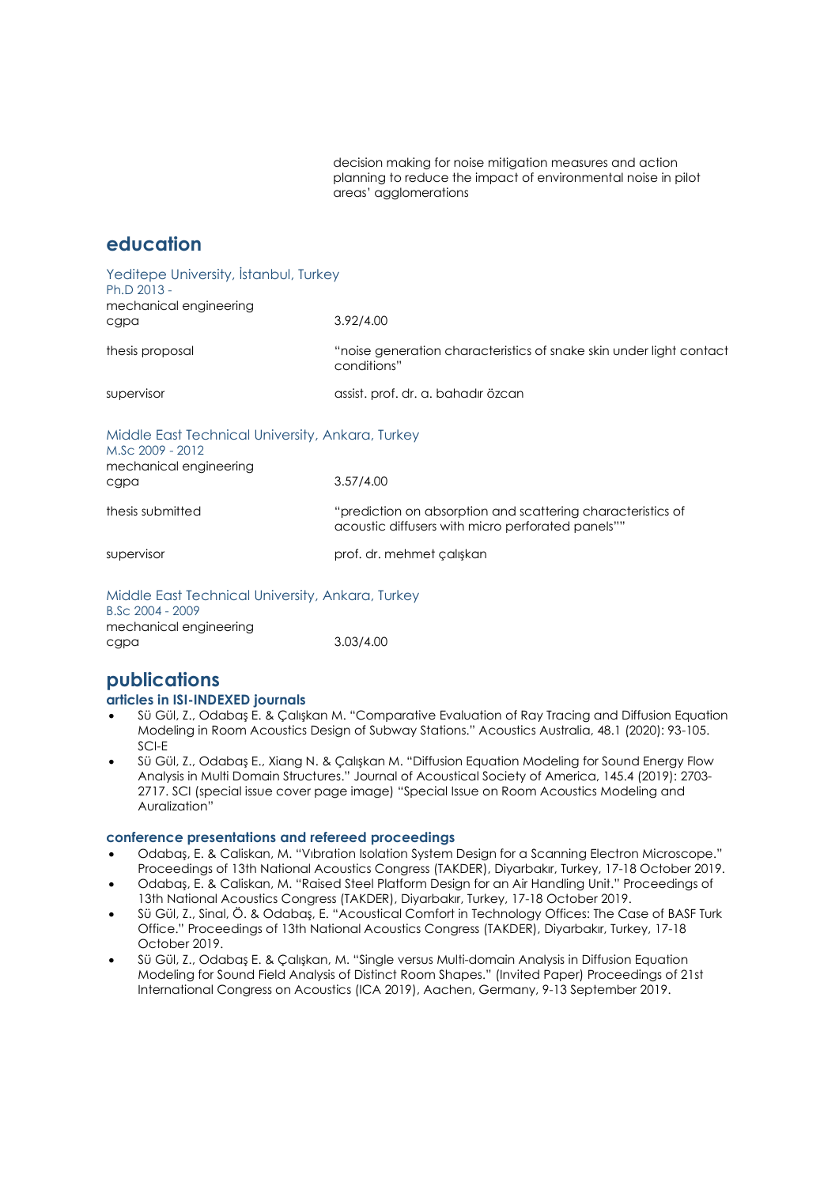decision making for noise mitigation measures and action planning to reduce the impact of environmental noise in pilot areas' agglomerations

## education

### Yeditepe University, İstanbul, Turkey

Ph.D 2013 -

mechanical engineering

| | |
|---|---|
| cgpa | 3.92/4.00 |
| thesis proposal | "noise generation characteristics of snake skin under light contact conditions" |
| supervisor | assist. prof. dr. a. bahadır özcan |

### Middle East Technical University, Ankara, Turkey

M.Sc 2009 - 2012

mechanical engineering

| | |
|---|---|
| cgpa | 3.57/4.00 |
| thesis submitted | "prediction on absorption and scattering characteristics of acoustic diffusers with micro perforated panels"" |
| supervisor | prof. dr. mehmet çalışkan |

### Middle East Technical University, Ankara, Turkey

B.Sc 2004 - 2009

mechanical engineering

| | |
|---|---|
| cgpa | 3.03/4.00 |

## publications

### articles in ISI-INDEXED journals

- Sü Gül, Z., Odabaş E. & Çalışkan M. "Comparative Evaluation of Ray Tracing and Diffusion Equation Modeling in Room Acoustics Design of Subway Stations." Acoustics Australia, 48.1 (2020): 93-105. SCI-E
- Sü Gül, Z., Odabaş E., Xiang N. & Çalışkan M. "Diffusion Equation Modeling for Sound Energy Flow Analysis in Multi Domain Structures." Journal of Acoustical Society of America, 145.4 (2019): 2703-2717. SCI (special issue cover page image) "Special Issue on Room Acoustics Modeling and Auralization"

### conference presentations and refereed proceedings

- Odabaş, E. & Caliskan, M. "Vıbration Isolation System Design for a Scanning Electron Microscope." Proceedings of 13th National Acoustics Congress (TAKDER), Diyarbakır, Turkey, 17-18 October 2019.
- Odabaş, E. & Caliskan, M. "Raised Steel Platform Design for an Air Handling Unit." Proceedings of 13th National Acoustics Congress (TAKDER), Diyarbakır, Turkey, 17-18 October 2019.
- Sü Gül, Z., Sinal, Ö. & Odabaş, E. "Acoustical Comfort in Technology Offices: The Case of BASF Turk Office." Proceedings of 13th National Acoustics Congress (TAKDER), Diyarbakır, Turkey, 17-18 October 2019.
- Sü Gül, Z., Odabaş E. & Çalışkan, M. "Single versus Multi-domain Analysis in Diffusion Equation Modeling for Sound Field Analysis of Distinct Room Shapes." (Invited Paper) Proceedings of 21st International Congress on Acoustics (ICA 2019), Aachen, Germany, 9-13 September 2019.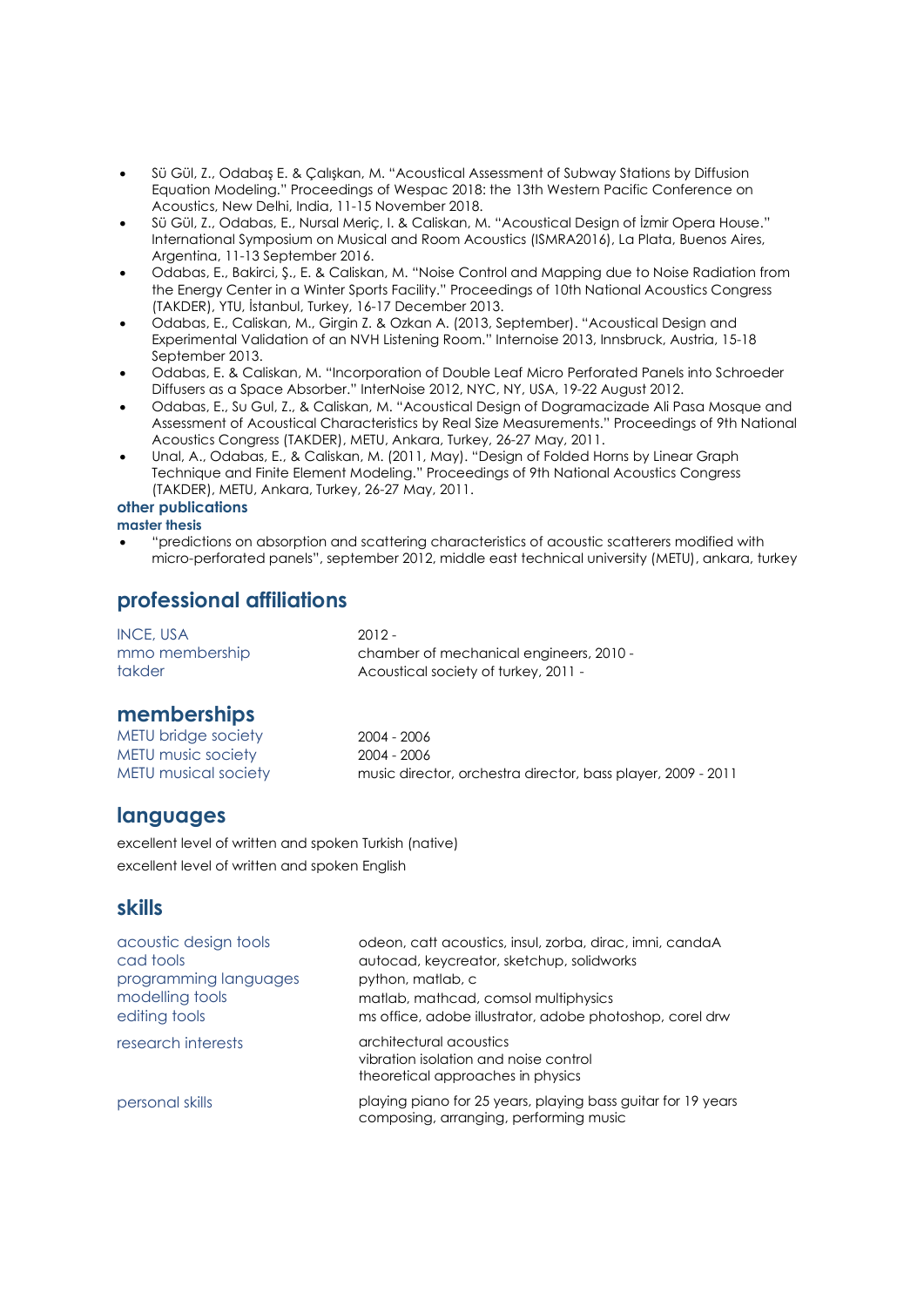- Sü Gül, Z., Odabaş E. & Çalışkan, M. "Acoustical Assessment of Subway Stations by Diffusion Equation Modeling." Proceedings of Wespac 2018: the 13th Western Pacific Conference on Acoustics, New Delhi, India, 11-15 November 2018.
- Sü Gül, Z., Odabas, E., Nursal Meriç, I. & Caliskan, M. "Acoustical Design of İzmir Opera House." International Symposium on Musical and Room Acoustics (ISMRA2016), La Plata, Buenos Aires, Argentina, 11-13 September 2016.
- Odabas, E., Bakirci, Ş., E. & Caliskan, M. "Noise Control and Mapping due to Noise Radiation from the Energy Center in a Winter Sports Facility." Proceedings of 10th National Acoustics Congress (TAKDER), YTU, İstanbul, Turkey, 16-17 December 2013.
- Odabas, E., Caliskan, M., Girgin Z. & Ozkan A. (2013, September). "Acoustical Design and Experimental Validation of an NVH Listening Room." Internoise 2013, Innsbruck, Austria, 15-18 September 2013.
- Odabas, E. & Caliskan, M. "Incorporation of Double Leaf Micro Perforated Panels into Schroeder Diffusers as a Space Absorber." InterNoise 2012, NYC, NY, USA, 19-22 August 2012.
- Odabas, E., Su Gul, Z., & Caliskan, M. "Acoustical Design of Dogramacizade Ali Pasa Mosque and Assessment of Acoustical Characteristics by Real Size Measurements." Proceedings of 9th National Acoustics Congress (TAKDER), METU, Ankara, Turkey, 26-27 May, 2011.
- Unal, A., Odabas, E., & Caliskan, M. (2011, May). "Design of Folded Horns by Linear Graph Technique and Finite Element Modeling." Proceedings of 9th National Acoustics Congress (TAKDER), METU, Ankara, Turkey, 26-27 May, 2011.

**other publications**

**master thesis**

- "predictions on absorption and scattering characteristics of acoustic scatterers modified with micro-perforated panels", september 2012, middle east technical university (METU), ankara, turkey

## professional affiliations

| | |
|---|---|
| INCE, USA | 2012 - |
| mmo membership | chamber of mechanical engineers, 2010 - |
| takder | Acoustical society of turkey, 2011 - |

## memberships

| | |
|---|---|
| METU bridge society | 2004 - 2006 |
| METU music society | 2004 - 2006 |
| METU musical society | music director, orchestra director, bass player, 2009 - 2011 |

## languages

excellent level of written and spoken Turkish (native)

excellent level of written and spoken English

## skills

| | |
|---|---|
| acoustic design tools | odeon, catt acoustics, insul, zorba, dirac, imni, candaA |
| cad tools | autocad, keycreator, sketchup, solidworks |
| programming languages | python, matlab, c |
| modelling tools | matlab, mathcad, comsol multiphysics |
| editing tools | ms office, adobe illustrator, adobe photoshop, corel drw |
| research interests | architectural acoustics<br>vibration isolation and noise control<br>theoretical approaches in physics |
| personal skills | playing piano for 25 years, playing bass guitar for 19 years<br>composing, arranging, performing music |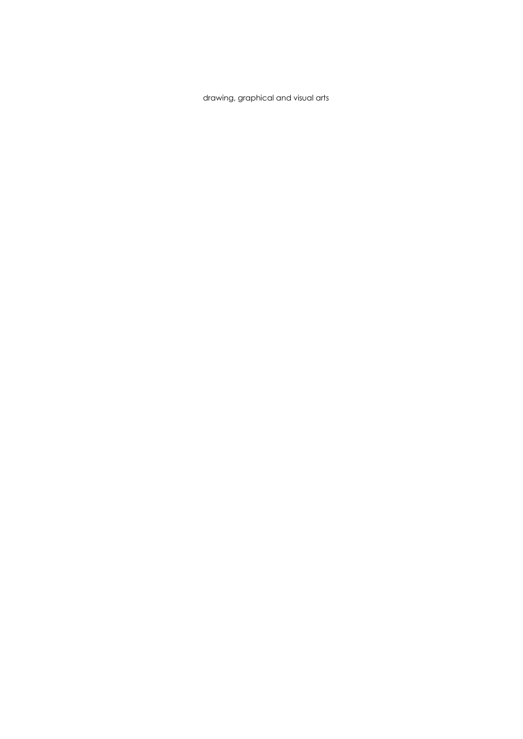drawing, graphical and visual arts